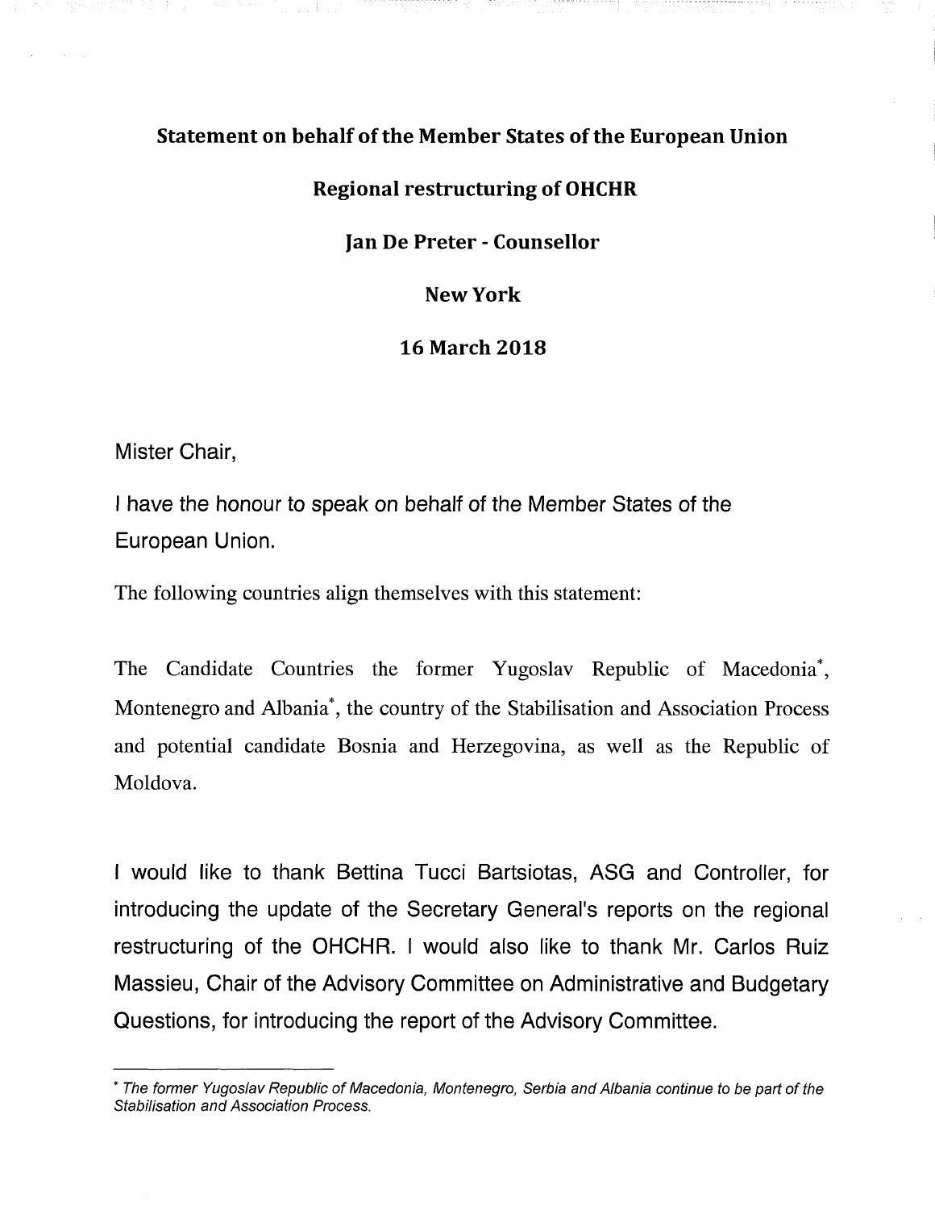**Statement on behalf of the Member States of the European Union**

**Regional restructuring of OHCHR**

**Jan De Preter - Counsellor**

**New York**

**16 March 2018**

Mister Chair,

I have the honour to speak on behalf of the Member States of the European Union.

The following countries align themselves with this statement:

The Candidate Countries the former Yugoslav Republic of Macedonia*, Montenegro and Albania*, the country of the Stabilisation and Association Process and potential candidate Bosnia and Herzegovina, as well as the Republic of Moldova.

I would like to thank Bettina Tucci Bartsiotas, ASG and Controller, for introducing the update of the Secretary General's reports on the regional restructuring of the OHCHR. I would also like to thank Mr. Carlos Ruiz Massieu, Chair of the Advisory Committee on Administrative and Budgetary Questions, for introducing the report of the Advisory Committee.

---

* *The former Yugoslav Republic of Macedonia, Montenegro, Serbia and Albania continue to be part of the Stabilisation and Association Process.*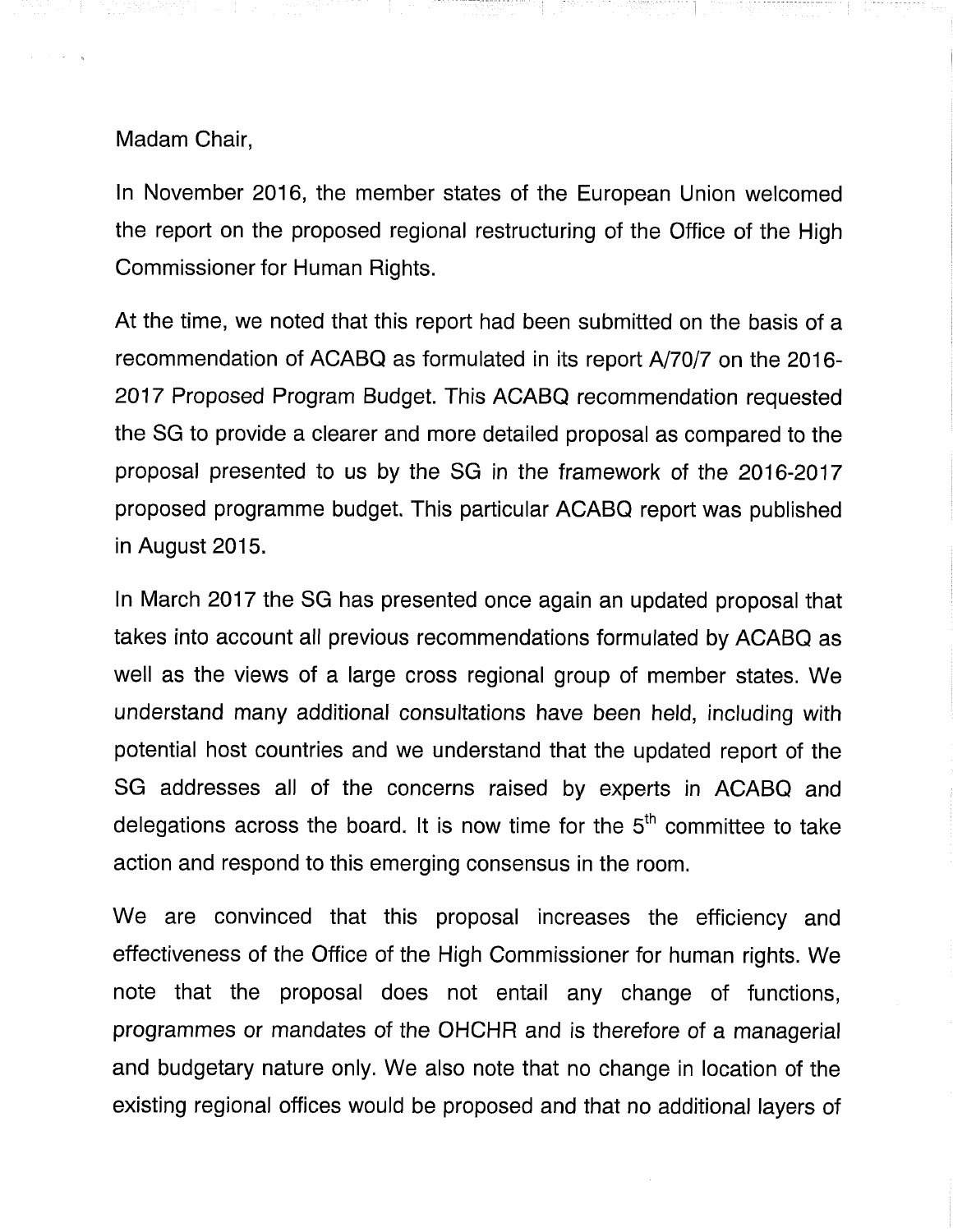Madam Chair,

In November 2016, the member states of the European Union welcomed the report on the proposed regional restructuring of the Office of the High Commissioner for Human Rights.

At the time, we noted that this report had been submitted on the basis of a recommendation of ACABQ as formulated in its report A/70/7 on the 2016-2017 Proposed Program Budget. This ACABQ recommendation requested the SG to provide a clearer and more detailed proposal as compared to the proposal presented to us by the SG in the framework of the 2016-2017 proposed programme budget. This particular ACABQ report was published in August 2015.

In March 2017 the SG has presented once again an updated proposal that takes into account all previous recommendations formulated by ACABQ as well as the views of a large cross regional group of member states. We understand many additional consultations have been held, including with potential host countries and we understand that the updated report of the SG addresses all of the concerns raised by experts in ACABQ and delegations across the board. It is now time for the 5th committee to take action and respond to this emerging consensus in the room.

We are convinced that this proposal increases the efficiency and effectiveness of the Office of the High Commissioner for human rights. We note that the proposal does not entail any change of functions, programmes or mandates of the OHCHR and is therefore of a managerial and budgetary nature only. We also note that no change in location of the existing regional offices would be proposed and that no additional layers of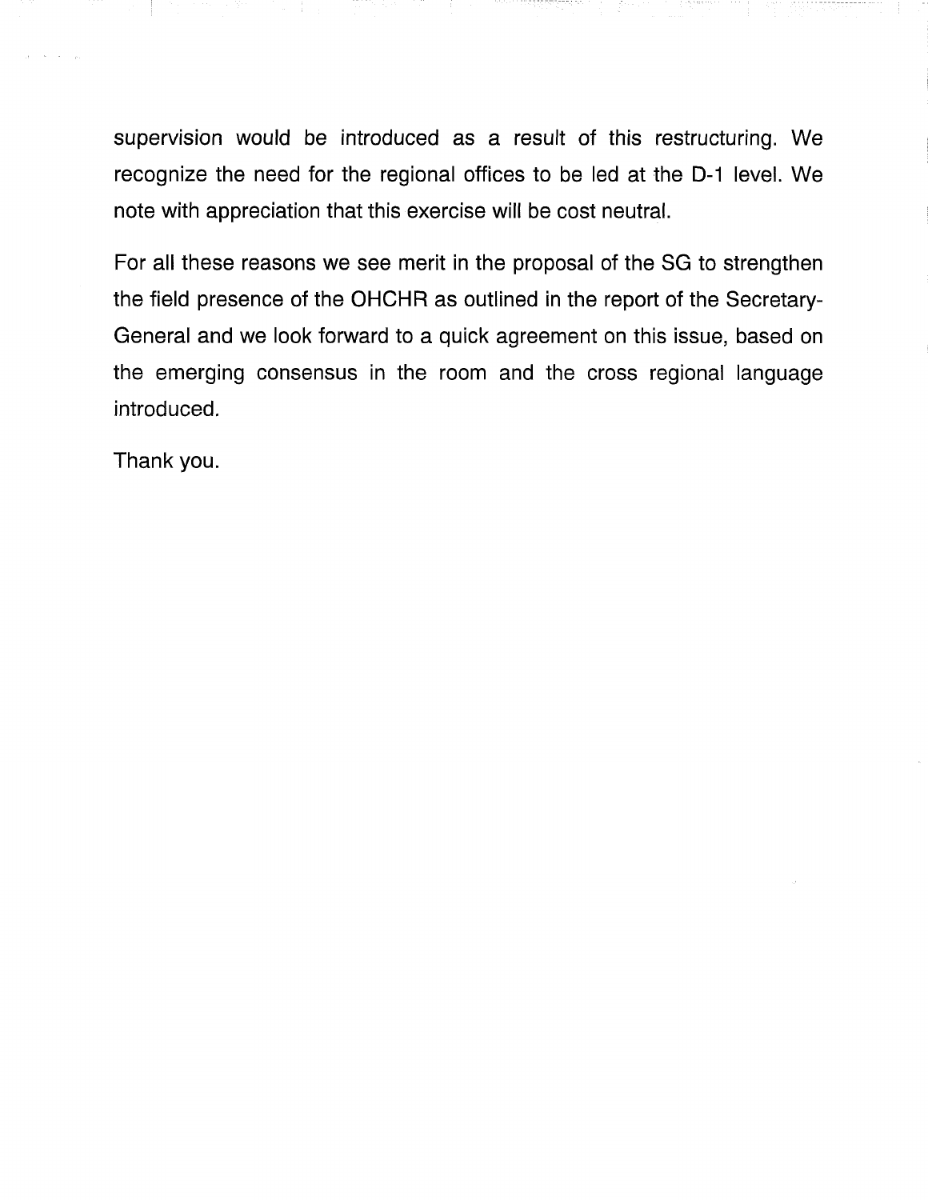supervision would be introduced as a result of this restructuring. We recognize the need for the regional offices to be led at the D-1 level. We note with appreciation that this exercise will be cost neutral.

For all these reasons we see merit in the proposal of the SG to strengthen the field presence of the OHCHR as outlined in the report of the Secretary-General and we look forward to a quick agreement on this issue, based on the emerging consensus in the room and the cross regional language introduced.

Thank you.